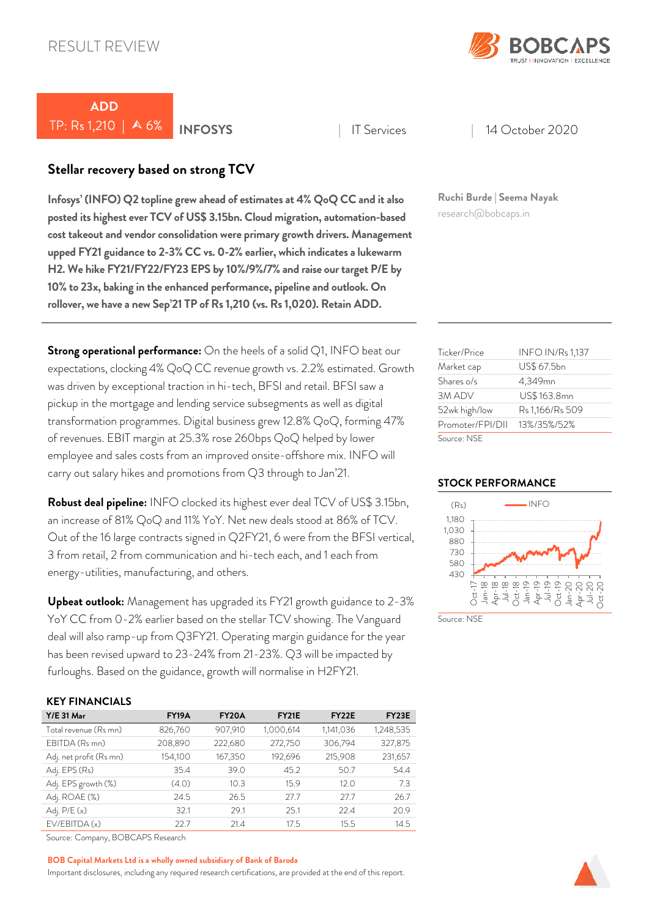RESULT REVIEW

**ADD**

TP: Rs 1,210 | ▲ 6%

**INFOSYS** | IT Services | 14 October 2020

## Stellar recovery based on strong TCV

**Infosys' (INFO) Q2 topline grew ahead of estimates at 4% QoQ CC and it also posted its highest ever TCV of US$ 3.15bn. Cloud migration, automation-based cost takeout and vendor consolidation were primary growth drivers. Management upped FY21 guidance to 2-3% CC vs. 0-2% earlier, which indicates a lukewarm H2. We hike FY21/FY22/FY23 EPS by 10%/9%/7% and raise our target P/E by 10% to 23x, baking in the enhanced performance, pipeline and outlook. On rollover, we have a new Sep'21 TP of Rs 1,210 (vs. Rs 1,020). Retain ADD.**

Ruchi Burde | Seema Nayak
research@bobcaps.in

**Strong operational performance:** On the heels of a solid Q1, INFO beat our expectations, clocking 4% QoQ CC revenue growth vs. 2.2% estimated. Growth was driven by exceptional traction in hi-tech, BFSI and retail. BFSI saw a pickup in the mortgage and lending service subsegments as well as digital transformation programmes. Digital business grew 12.8% QoQ, forming 47% of revenues. EBIT margin at 25.3% rose 260bps QoQ helped by lower employee and sales costs from an improved onsite-offshore mix. INFO will carry out salary hikes and promotions from Q3 through to Jan'21.

**Robust deal pipeline:** INFO clocked its highest ever deal TCV of US$ 3.15bn, an increase of 81% QoQ and 11% YoY. Net new deals stood at 86% of TCV. Out of the 16 large contracts signed in Q2FY21, 6 were from the BFSI vertical, 3 from retail, 2 from communication and hi-tech each, and 1 each from energy-utilities, manufacturing, and others.

**Upbeat outlook:** Management has upgraded its FY21 growth guidance to 2-3% YoY CC from 0-2% earlier based on the stellar TCV showing. The Vanguard deal will also ramp-up from Q3FY21. Operating margin guidance for the year has been revised upward to 23-24% from 21-23%. Q3 will be impacted by furloughs. Based on the guidance, growth will normalise in H2FY21.

| Ticker/Price | INFO IN/Rs 1,137 |
|---|---|
| Market cap | US$ 67.5bn |
| Shares o/s | 4,349mn |
| 3M ADV | US$ 163.8mn |
| 52wk high/low | Rs 1,166/Rs 509 |
| Promoter/FPI/DII | 13%/35%/52% |

Source: NSE

### STOCK PERFORMANCE

Source: NSE

### KEY FINANCIALS

| Y/E 31 Mar | FY19A | FY20A | FY21E | FY22E | FY23E |
|---|---|---|---|---|---|
| Total revenue (Rs mn) | 826,760 | 907,910 | 1,000,614 | 1,141,036 | 1,248,535 |
| EBITDA (Rs mn) | 208,890 | 222,680 | 272,750 | 306,794 | 327,875 |
| Adj. net profit (Rs mn) | 154,100 | 167,350 | 192,696 | 215,908 | 231,657 |
| Adj. EPS (Rs) | 35.4 | 39.0 | 45.2 | 50.7 | 54.4 |
| Adj. EPS growth (%) | (4.0) | 10.3 | 15.9 | 12.0 | 7.3 |
| Adj. ROAE (%) | 24.5 | 26.5 | 27.7 | 27.7 | 26.7 |
| Adj. P/E (x) | 32.1 | 29.1 | 25.1 | 22.4 | 20.9 |
| EV/EBITDA (x) | 22.7 | 21.4 | 17.5 | 15.5 | 14.5 |

Source: Company, BOBCAPS Research

**BOB Capital Markets Ltd is a wholly owned subsidiary of Bank of Baroda**

Important disclosures, including any required research certifications, are provided at the end of this report.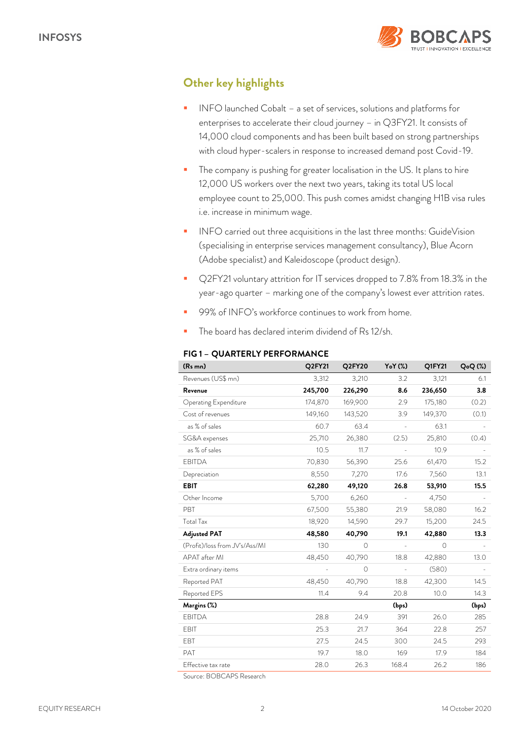## Other key highlights

- INFO launched Cobalt – a set of services, solutions and platforms for enterprises to accelerate their cloud journey – in Q3FY21. It consists of 14,000 cloud components and has been built based on strong partnerships with cloud hyper-scalers in response to increased demand post Covid-19.
- The company is pushing for greater localisation in the US. It plans to hire 12,000 US workers over the next two years, taking its total US local employee count to 25,000. This push comes amidst changing H1B visa rules i.e. increase in minimum wage.
- INFO carried out three acquisitions in the last three months: GuideVision (specialising in enterprise services management consultancy), Blue Acorn (Adobe specialist) and Kaleidoscope (product design).
- Q2FY21 voluntary attrition for IT services dropped to 7.8% from 18.3% in the year-ago quarter – marking one of the company's lowest ever attrition rates.
- 99% of INFO's workforce continues to work from home.
- The board has declared interim dividend of Rs 12/sh.

### FIG 1 – QUARTERLY PERFORMANCE

| (Rs mn) | Q2FY21 | Q2FY20 | YoY (%) | Q1FY21 | QoQ (%) |
|---|---|---|---|---|---|
| Revenues (US$ mn) | 3,312 | 3,210 | 3.2 | 3,121 | 6.1 |
| **Revenue** | **245,700** | **226,290** | **8.6** | **236,650** | **3.8** |
| Operating Expenditure | 174,870 | 169,900 | 2.9 | 175,180 | (0.2) |
| Cost of revenues | 149,160 | 143,520 | 3.9 | 149,370 | (0.1) |
| as % of sales | 60.7 | 63.4 | - | 63.1 | - |
| SG&A expenses | 25,710 | 26,380 | (2.5) | 25,810 | (0.4) |
| as % of sales | 10.5 | 11.7 | - | 10.9 | - |
| EBITDA | 70,830 | 56,390 | 25.6 | 61,470 | 15.2 |
| Depreciation | 8,550 | 7,270 | 17.6 | 7,560 | 13.1 |
| **EBIT** | **62,280** | **49,120** | **26.8** | **53,910** | **15.5** |
| Other Income | 5,700 | 6,260 | - | 4,750 | - |
| PBT | 67,500 | 55,380 | 21.9 | 58,080 | 16.2 |
| Total Tax | 18,920 | 14,590 | 29.7 | 15,200 | 24.5 |
| **Adjusted PAT** | **48,580** | **40,790** | **19.1** | **42,880** | **13.3** |
| (Profit)/loss from JV's/Ass/MI | 130 | 0 | - | 0 | - |
| APAT after MI | 48,450 | 40,790 | 18.8 | 42,880 | 13.0 |
| Extra ordinary items | - | 0 | - | (580) | - |
| Reported PAT | 48,450 | 40,790 | 18.8 | 42,300 | 14.5 |
| Reported EPS | 11.4 | 9.4 | 20.8 | 10.0 | 14.3 |
| **Margins (%)** | | | **(bps)** | | **(bps)** |
| EBITDA | 28.8 | 24.9 | 391 | 26.0 | 285 |
| EBIT | 25.3 | 21.7 | 364 | 22.8 | 257 |
| EBT | 27.5 | 24.5 | 300 | 24.5 | 293 |
| PAT | 19.7 | 18.0 | 169 | 17.9 | 184 |
| Effective tax rate | 28.0 | 26.3 | 168.4 | 26.2 | 186 |

Source: BOBCAPS Research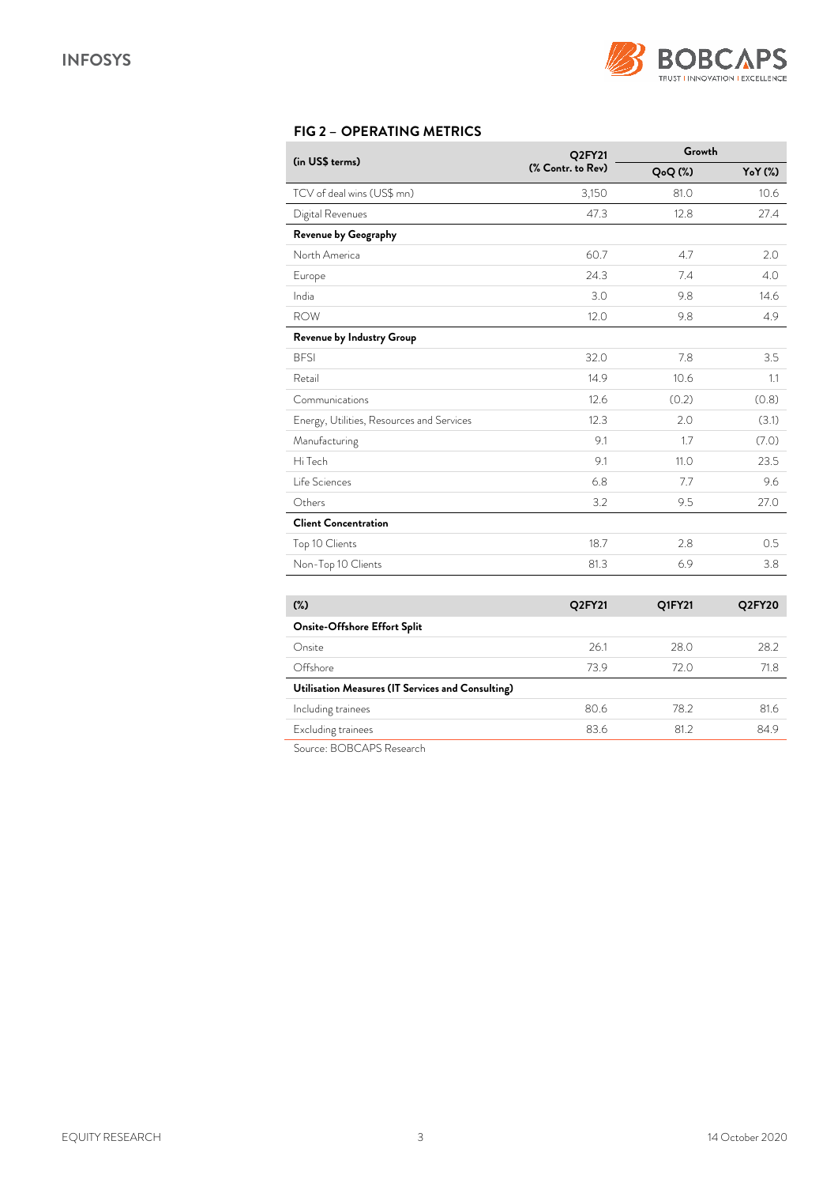## FIG 2 – OPERATING METRICS

| (in US$ terms) | Q2FY21 (% Contr. to Rev) | Growth | |
|---|---|---|---|
| | | QoQ (%) | YoY (%) |
| TCV of deal wins (US$ mn) | 3,150 | 81.0 | 10.6 |
| Digital Revenues | 47.3 | 12.8 | 27.4 |
| **Revenue by Geography** | | | |
| North America | 60.7 | 4.7 | 2.0 |
| Europe | 24.3 | 7.4 | 4.0 |
| India | 3.0 | 9.8 | 14.6 |
| ROW | 12.0 | 9.8 | 4.9 |
| **Revenue by Industry Group** | | | |
| BFSI | 32.0 | 7.8 | 3.5 |
| Retail | 14.9 | 10.6 | 1.1 |
| Communications | 12.6 | (0.2) | (0.8) |
| Energy, Utilities, Resources and Services | 12.3 | 2.0 | (3.1) |
| Manufacturing | 9.1 | 1.7 | (7.0) |
| Hi Tech | 9.1 | 11.0 | 23.5 |
| Life Sciences | 6.8 | 7.7 | 9.6 |
| Others | 3.2 | 9.5 | 27.0 |
| **Client Concentration** | | | |
| Top 10 Clients | 18.7 | 2.8 | 0.5 |
| Non-Top 10 Clients | 81.3 | 6.9 | 3.8 |

| (%) | Q2FY21 | Q1FY21 | Q2FY20 |
|---|---|---|---|
| **Onsite-Offshore Effort Split** | | | |
| Onsite | 26.1 | 28.0 | 28.2 |
| Offshore | 73.9 | 72.0 | 71.8 |
| **Utilisation Measures (IT Services and Consulting)** | | | |
| Including trainees | 80.6 | 78.2 | 81.6 |
| Excluding trainees | 83.6 | 81.2 | 84.9 |

Source: BOBCAPS Research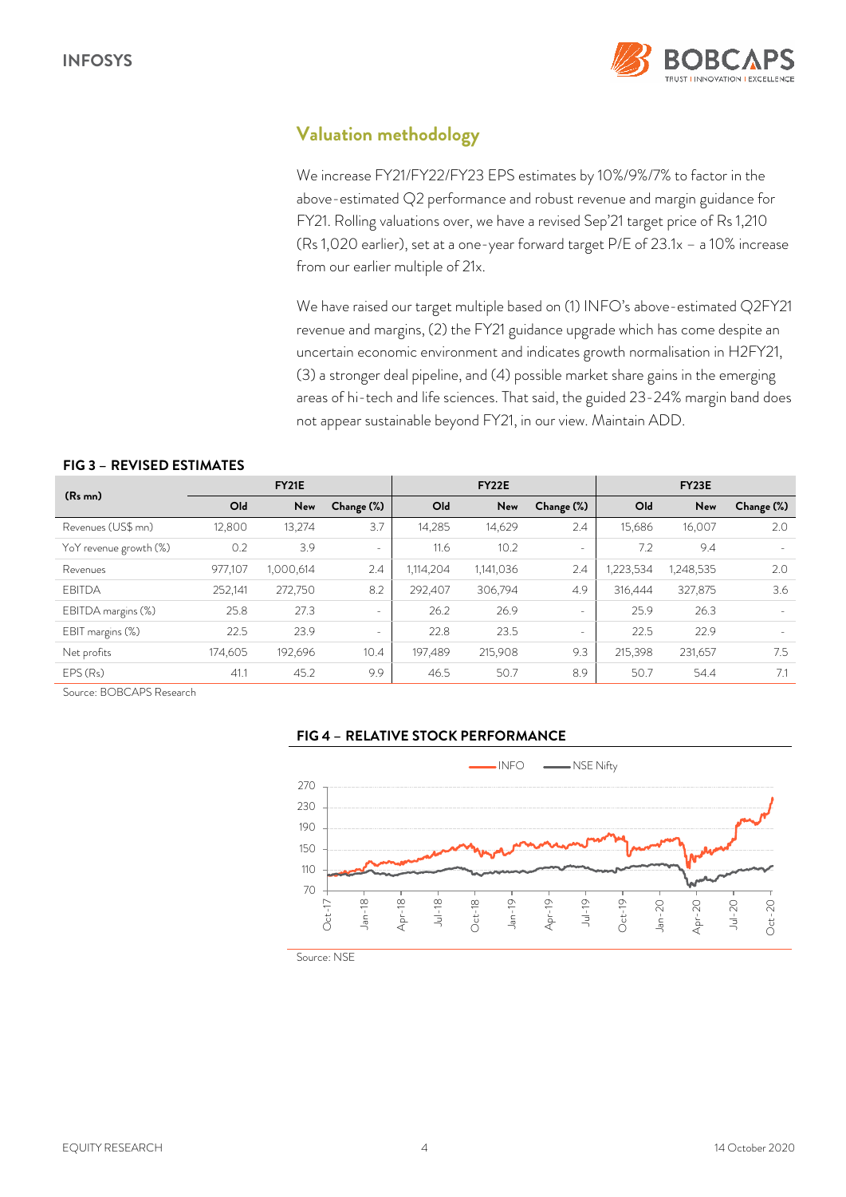## Valuation methodology

We increase FY21/FY22/FY23 EPS estimates by 10%/9%/7% to factor in the above-estimated Q2 performance and robust revenue and margin guidance for FY21. Rolling valuations over, we have a revised Sep'21 target price of Rs 1,210 (Rs 1,020 earlier), set at a one-year forward target P/E of 23.1x – a 10% increase from our earlier multiple of 21x.

We have raised our target multiple based on (1) INFO's above-estimated Q2FY21 revenue and margins, (2) the FY21 guidance upgrade which has come despite an uncertain economic environment and indicates growth normalisation in H2FY21, (3) a stronger deal pipeline, and (4) possible market share gains in the emerging areas of hi-tech and life sciences. That said, the guided 23-24% margin band does not appear sustainable beyond FY21, in our view. Maintain ADD.

**FIG 3 – REVISED ESTIMATES**

| (Rs mn) | FY21E | | | FY22E | | | FY23E | | |
|---|---|---|---|---|---|---|---|---|---|
| | Old | New | Change (%) | Old | New | Change (%) | Old | New | Change (%) |
| Revenues (US$ mn) | 12,800 | 13,274 | 3.7 | 14,285 | 14,629 | 2.4 | 15,686 | 16,007 | 2.0 |
| YoY revenue growth (%) | 0.2 | 3.9 | - | 11.6 | 10.2 | - | 7.2 | 9.4 | - |
| Revenues | 977,107 | 1,000,614 | 2.4 | 1,114,204 | 1,141,036 | 2.4 | 1,223,534 | 1,248,535 | 2.0 |
| EBITDA | 252,141 | 272,750 | 8.2 | 292,407 | 306,794 | 4.9 | 316,444 | 327,875 | 3.6 |
| EBITDA margins (%) | 25.8 | 27.3 | - | 26.2 | 26.9 | - | 25.9 | 26.3 | - |
| EBIT margins (%) | 22.5 | 23.9 | - | 22.8 | 23.5 | - | 22.5 | 22.9 | - |
| Net profits | 174,605 | 192,696 | 10.4 | 197,489 | 215,908 | 9.3 | 215,398 | 231,657 | 7.5 |
| EPS (Rs) | 41.1 | 45.2 | 9.9 | 46.5 | 50.7 | 8.9 | 50.7 | 54.4 | 7.1 |

Source: BOBCAPS Research

**FIG 4 – RELATIVE STOCK PERFORMANCE**

Source: NSE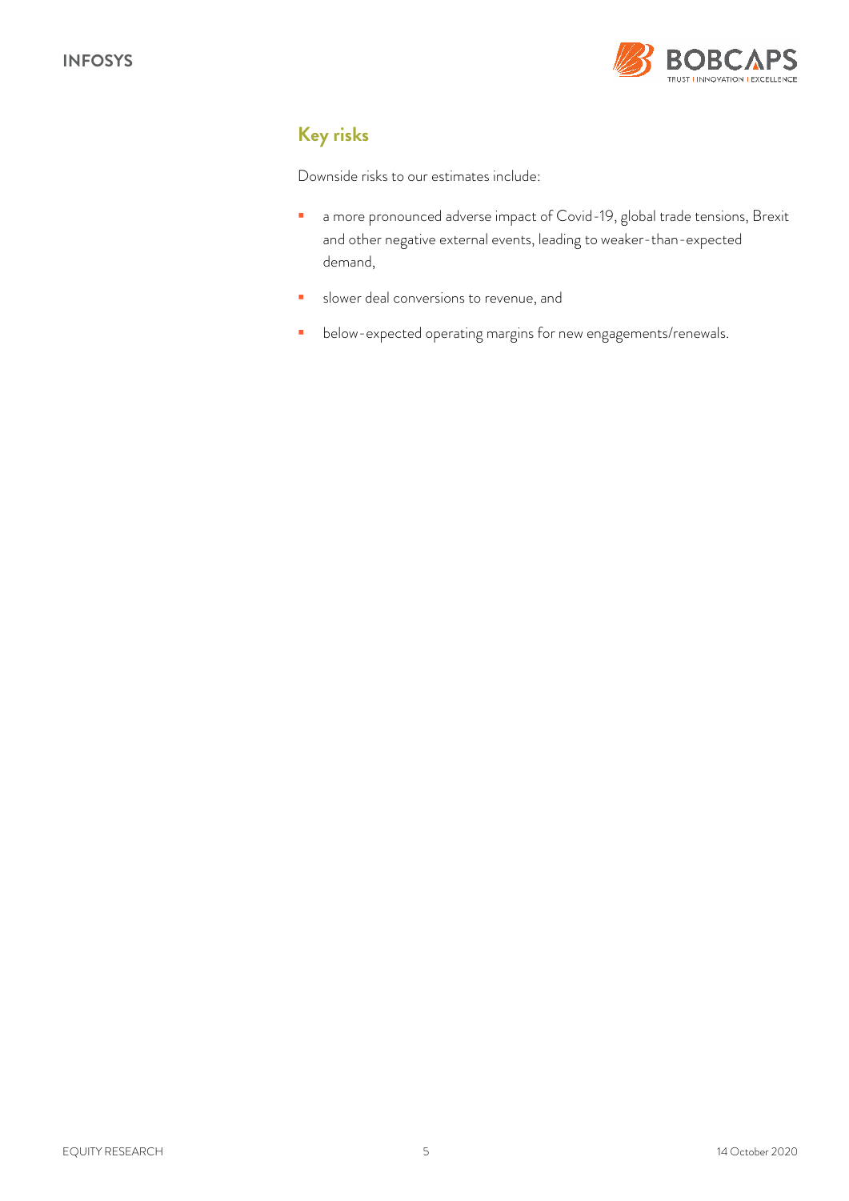## Key risks

Downside risks to our estimates include:

- a more pronounced adverse impact of Covid-19, global trade tensions, Brexit and other negative external events, leading to weaker-than-expected demand,
- slower deal conversions to revenue, and
- below-expected operating margins for new engagements/renewals.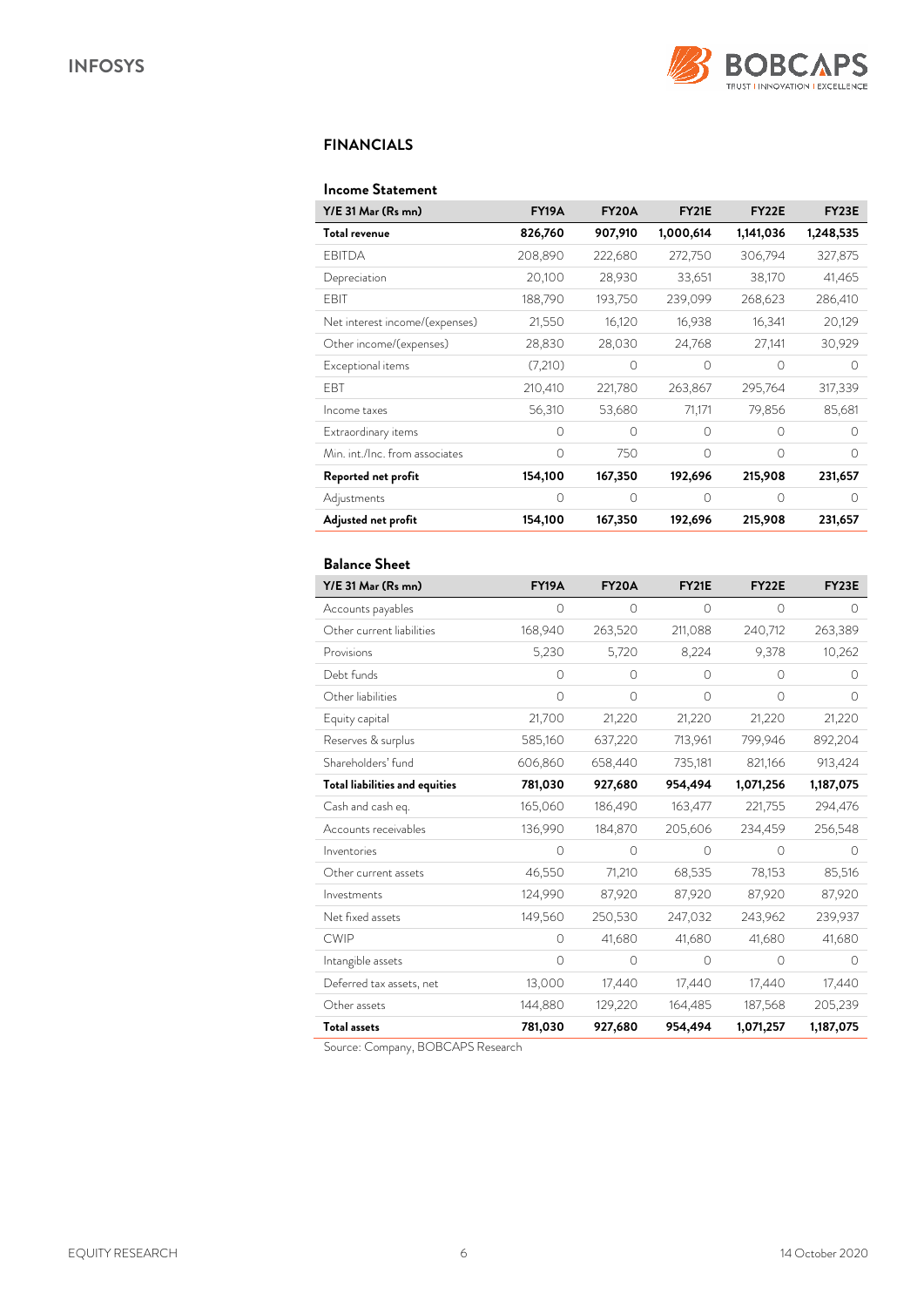## FINANCIALS

### Income Statement

| Y/E 31 Mar (Rs mn) | FY19A | FY20A | FY21E | FY22E | FY23E |
|---|---|---|---|---|---|
| **Total revenue** | **826,760** | **907,910** | **1,000,614** | **1,141,036** | **1,248,535** |
| EBITDA | 208,890 | 222,680 | 272,750 | 306,794 | 327,875 |
| Depreciation | 20,100 | 28,930 | 33,651 | 38,170 | 41,465 |
| EBIT | 188,790 | 193,750 | 239,099 | 268,623 | 286,410 |
| Net interest income/(expenses) | 21,550 | 16,120 | 16,938 | 16,341 | 20,129 |
| Other income/(expenses) | 28,830 | 28,030 | 24,768 | 27,141 | 30,929 |
| Exceptional items | (7,210) | 0 | 0 | 0 | 0 |
| EBT | 210,410 | 221,780 | 263,867 | 295,764 | 317,339 |
| Income taxes | 56,310 | 53,680 | 71,171 | 79,856 | 85,681 |
| Extraordinary items | 0 | 0 | 0 | 0 | 0 |
| Min. int./Inc. from associates | 0 | 750 | 0 | 0 | 0 |
| **Reported net profit** | **154,100** | **167,350** | **192,696** | **215,908** | **231,657** |
| Adjustments | 0 | 0 | 0 | 0 | 0 |
| **Adjusted net profit** | **154,100** | **167,350** | **192,696** | **215,908** | **231,657** |

### Balance Sheet

| Y/E 31 Mar (Rs mn) | FY19A | FY20A | FY21E | FY22E | FY23E |
|---|---|---|---|---|---|
| Accounts payables | 0 | 0 | 0 | 0 | 0 |
| Other current liabilities | 168,940 | 263,520 | 211,088 | 240,712 | 263,389 |
| Provisions | 5,230 | 5,720 | 8,224 | 9,378 | 10,262 |
| Debt funds | 0 | 0 | 0 | 0 | 0 |
| Other liabilities | 0 | 0 | 0 | 0 | 0 |
| Equity capital | 21,700 | 21,220 | 21,220 | 21,220 | 21,220 |
| Reserves & surplus | 585,160 | 637,220 | 713,961 | 799,946 | 892,204 |
| Shareholders' fund | 606,860 | 658,440 | 735,181 | 821,166 | 913,424 |
| **Total liabilities and equities** | **781,030** | **927,680** | **954,494** | **1,071,256** | **1,187,075** |
| Cash and cash eq. | 165,060 | 186,490 | 163,477 | 221,755 | 294,476 |
| Accounts receivables | 136,990 | 184,870 | 205,606 | 234,459 | 256,548 |
| Inventories | 0 | 0 | 0 | 0 | 0 |
| Other current assets | 46,550 | 71,210 | 68,535 | 78,153 | 85,516 |
| Investments | 124,990 | 87,920 | 87,920 | 87,920 | 87,920 |
| Net fixed assets | 149,560 | 250,530 | 247,032 | 243,962 | 239,937 |
| CWIP | 0 | 41,680 | 41,680 | 41,680 | 41,680 |
| Intangible assets | 0 | 0 | 0 | 0 | 0 |
| Deferred tax assets, net | 13,000 | 17,440 | 17,440 | 17,440 | 17,440 |
| Other assets | 144,880 | 129,220 | 164,485 | 187,568 | 205,239 |
| **Total assets** | **781,030** | **927,680** | **954,494** | **1,071,257** | **1,187,075** |

Source: Company, BOBCAPS Research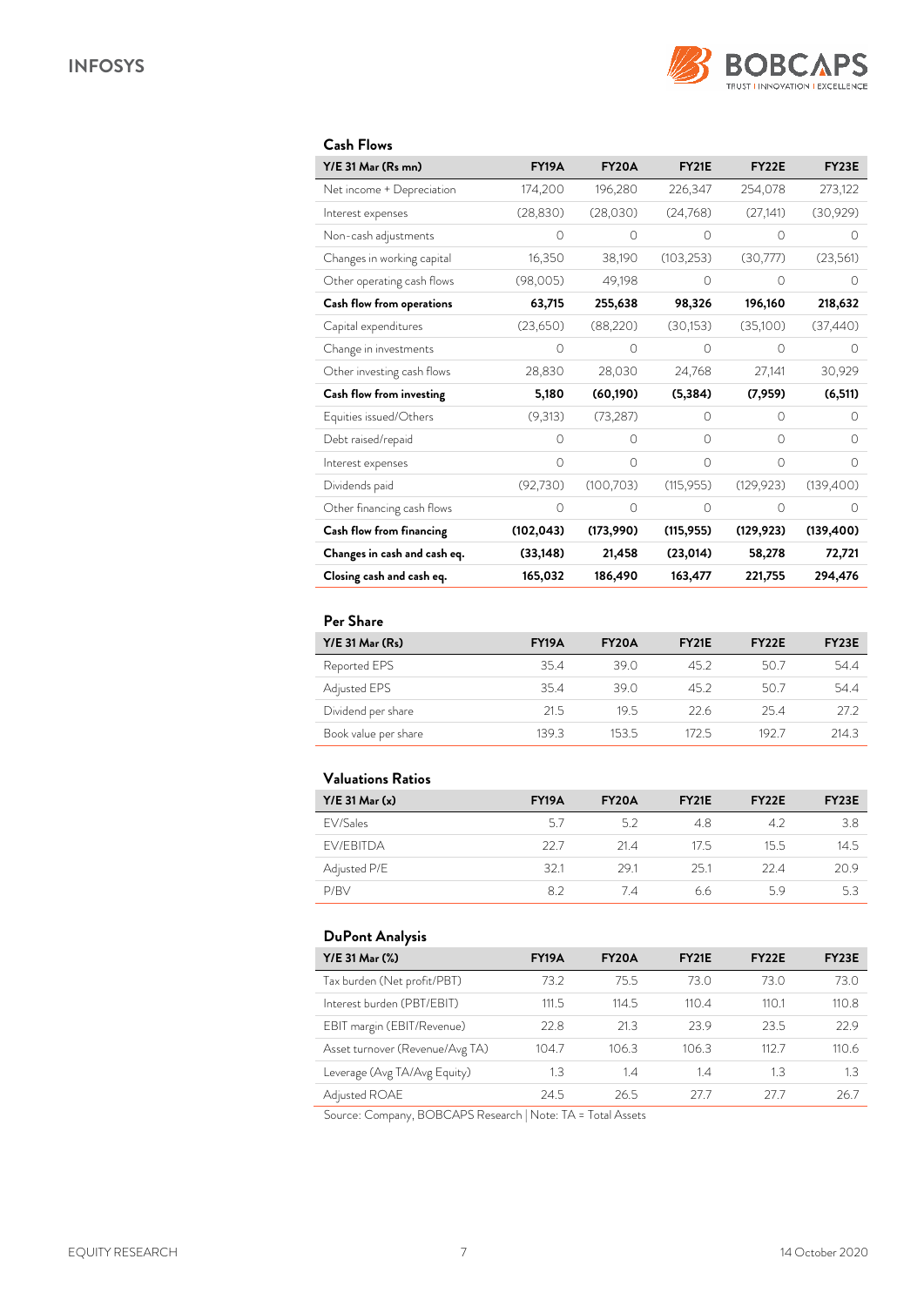### Cash Flows

| Y/E 31 Mar (Rs mn) | FY19A | FY20A | FY21E | FY22E | FY23E |
|---|---|---|---|---|---|
| Net income + Depreciation | 174,200 | 196,280 | 226,347 | 254,078 | 273,122 |
| Interest expenses | (28,830) | (28,030) | (24,768) | (27,141) | (30,929) |
| Non-cash adjustments | 0 | 0 | 0 | 0 | 0 |
| Changes in working capital | 16,350 | 38,190 | (103,253) | (30,777) | (23,561) |
| Other operating cash flows | (98,005) | 49,198 | 0 | 0 | 0 |
| **Cash flow from operations** | **63,715** | **255,638** | **98,326** | **196,160** | **218,632** |
| Capital expenditures | (23,650) | (88,220) | (30,153) | (35,100) | (37,440) |
| Change in investments | 0 | 0 | 0 | 0 | 0 |
| Other investing cash flows | 28,830 | 28,030 | 24,768 | 27,141 | 30,929 |
| **Cash flow from investing** | **5,180** | **(60,190)** | **(5,384)** | **(7,959)** | **(6,511)** |
| Equities issued/Others | (9,313) | (73,287) | 0 | 0 | 0 |
| Debt raised/repaid | 0 | 0 | 0 | 0 | 0 |
| Interest expenses | 0 | 0 | 0 | 0 | 0 |
| Dividends paid | (92,730) | (100,703) | (115,955) | (129,923) | (139,400) |
| Other financing cash flows | 0 | 0 | 0 | 0 | 0 |
| **Cash flow from financing** | **(102,043)** | **(173,990)** | **(115,955)** | **(129,923)** | **(139,400)** |
| **Changes in cash and cash eq.** | **(33,148)** | **21,458** | **(23,014)** | **58,278** | **72,721** |
| **Closing cash and cash eq.** | **165,032** | **186,490** | **163,477** | **221,755** | **294,476** |

### Per Share

| Y/E 31 Mar (Rs) | FY19A | FY20A | FY21E | FY22E | FY23E |
|---|---|---|---|---|---|
| Reported EPS | 35.4 | 39.0 | 45.2 | 50.7 | 54.4 |
| Adjusted EPS | 35.4 | 39.0 | 45.2 | 50.7 | 54.4 |
| Dividend per share | 21.5 | 19.5 | 22.6 | 25.4 | 27.2 |
| Book value per share | 139.3 | 153.5 | 172.5 | 192.7 | 214.3 |

### Valuations Ratios

| Y/E 31 Mar (x) | FY19A | FY20A | FY21E | FY22E | FY23E |
|---|---|---|---|---|---|
| EV/Sales | 5.7 | 5.2 | 4.8 | 4.2 | 3.8 |
| EV/EBITDA | 22.7 | 21.4 | 17.5 | 15.5 | 14.5 |
| Adjusted P/E | 32.1 | 29.1 | 25.1 | 22.4 | 20.9 |
| P/BV | 8.2 | 7.4 | 6.6 | 5.9 | 5.3 |

### DuPont Analysis

| Y/E 31 Mar (%) | FY19A | FY20A | FY21E | FY22E | FY23E |
|---|---|---|---|---|---|
| Tax burden (Net profit/PBT) | 73.2 | 75.5 | 73.0 | 73.0 | 73.0 |
| Interest burden (PBT/EBIT) | 111.5 | 114.5 | 110.4 | 110.1 | 110.8 |
| EBIT margin (EBIT/Revenue) | 22.8 | 21.3 | 23.9 | 23.5 | 22.9 |
| Asset turnover (Revenue/Avg TA) | 104.7 | 106.3 | 106.3 | 112.7 | 110.6 |
| Leverage (Avg TA/Avg Equity) | 1.3 | 1.4 | 1.4 | 1.3 | 1.3 |
| Adjusted ROAE | 24.5 | 26.5 | 27.7 | 27.7 | 26.7 |

Source: Company, BOBCAPS Research | Note: TA = Total Assets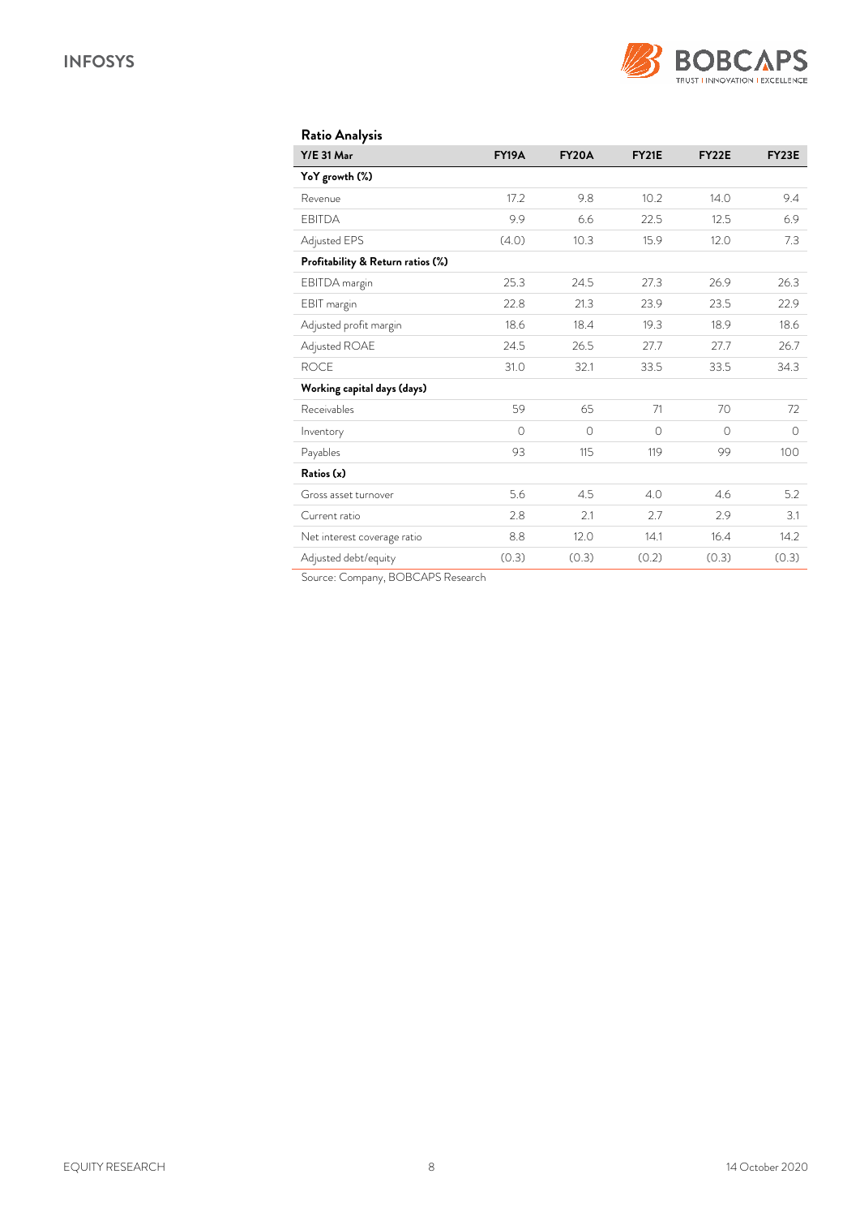### Ratio Analysis

| Y/E 31 Mar | FY19A | FY20A | FY21E | FY22E | FY23E |
|---|---|---|---|---|---|
| **YoY growth (%)** | | | | | |
| Revenue | 17.2 | 9.8 | 10.2 | 14.0 | 9.4 |
| EBITDA | 9.9 | 6.6 | 22.5 | 12.5 | 6.9 |
| Adjusted EPS | (4.0) | 10.3 | 15.9 | 12.0 | 7.3 |
| **Profitability & Return ratios (%)** | | | | | |
| EBITDA margin | 25.3 | 24.5 | 27.3 | 26.9 | 26.3 |
| EBIT margin | 22.8 | 21.3 | 23.9 | 23.5 | 22.9 |
| Adjusted profit margin | 18.6 | 18.4 | 19.3 | 18.9 | 18.6 |
| Adjusted ROAE | 24.5 | 26.5 | 27.7 | 27.7 | 26.7 |
| ROCE | 31.0 | 32.1 | 33.5 | 33.5 | 34.3 |
| **Working capital days (days)** | | | | | |
| Receivables | 59 | 65 | 71 | 70 | 72 |
| Inventory | 0 | 0 | 0 | 0 | 0 |
| Payables | 93 | 115 | 119 | 99 | 100 |
| **Ratios (x)** | | | | | |
| Gross asset turnover | 5.6 | 4.5 | 4.0 | 4.6 | 5.2 |
| Current ratio | 2.8 | 2.1 | 2.7 | 2.9 | 3.1 |
| Net interest coverage ratio | 8.8 | 12.0 | 14.1 | 16.4 | 14.2 |
| Adjusted debt/equity | (0.3) | (0.3) | (0.2) | (0.3) | (0.3) |

Source: Company, BOBCAPS Research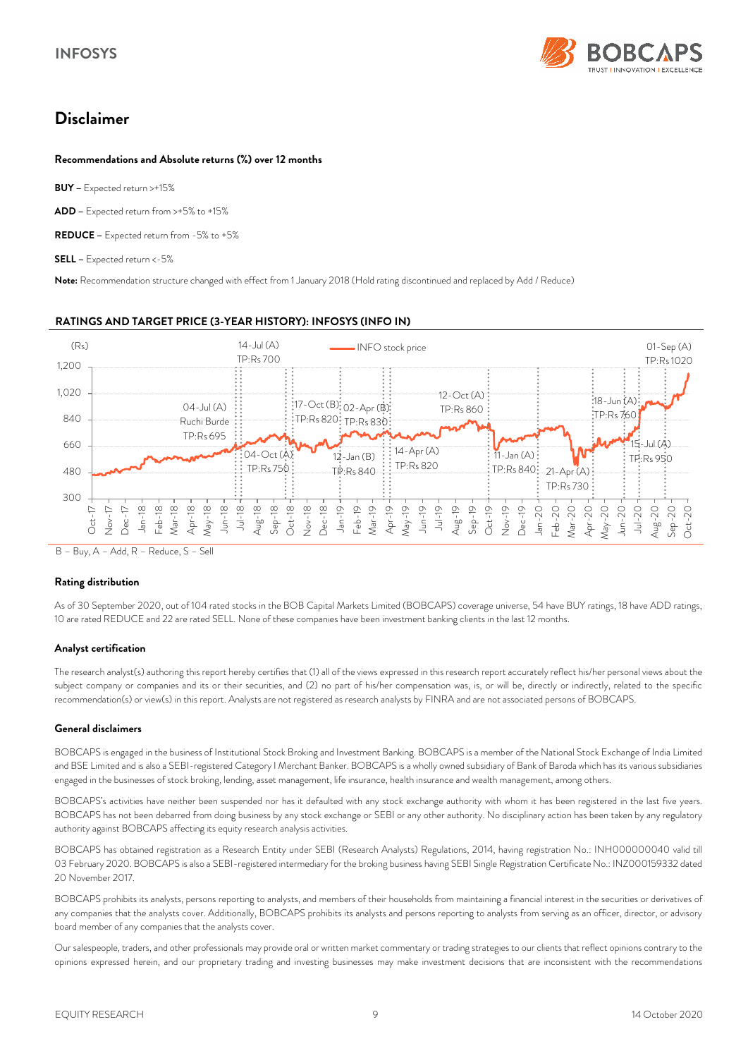# Disclaimer

**Recommendations and Absolute returns (%) over 12 months**

**BUY** – Expected return >+15%

**ADD** – Expected return from >+5% to +15%

**REDUCE** – Expected return from -5% to +5%

**SELL** – Expected return <-5%

**Note:** Recommendation structure changed with effect from 1 January 2018 (Hold rating discontinued and replaced by Add / Reduce)

**RATINGS AND TARGET PRICE (3-YEAR HISTORY): INFOSYS (INFO IN)**

B – Buy, A – Add, R – Reduce, S – Sell

**Rating distribution**

As of 30 September 2020, out of 104 rated stocks in the BOB Capital Markets Limited (BOBCAPS) coverage universe, 54 have BUY ratings, 18 have ADD ratings, 10 are rated REDUCE and 22 are rated SELL. None of these companies have been investment banking clients in the last 12 months.

**Analyst certification**

The research analyst(s) authoring this report hereby certifies that (1) all of the views expressed in this research report accurately reflect his/her personal views about the subject company or companies and its or their securities, and (2) no part of his/her compensation was, is, or will be, directly or indirectly, related to the specific recommendation(s) or view(s) in this report. Analysts are not registered as research analysts by FINRA and are not associated persons of BOBCAPS.

**General disclaimers**

BOBCAPS is engaged in the business of Institutional Stock Broking and Investment Banking. BOBCAPS is a member of the National Stock Exchange of India Limited and BSE Limited and is also a SEBI-registered Category I Merchant Banker. BOBCAPS is a wholly owned subsidiary of Bank of Baroda which has its various subsidiaries engaged in the businesses of stock broking, lending, asset management, life insurance, health insurance and wealth management, among others.

BOBCAPS's activities have neither been suspended nor has it defaulted with any stock exchange authority with whom it has been registered in the last five years. BOBCAPS has not been debarred from doing business by any stock exchange or SEBI or any other authority. No disciplinary action has been taken by any regulatory authority against BOBCAPS affecting its equity research analysis activities.

BOBCAPS has obtained registration as a Research Entity under SEBI (Research Analysts) Regulations, 2014, having registration No.: INH000000040 valid till 03 February 2020. BOBCAPS is also a SEBI-registered intermediary for the broking business having SEBI Single Registration Certificate No.: INZ000159332 dated 20 November 2017.

BOBCAPS prohibits its analysts, persons reporting to analysts, and members of their households from maintaining a financial interest in the securities or derivatives of any companies that the analysts cover. Additionally, BOBCAPS prohibits its analysts and persons reporting to analysts from serving as an officer, director, or advisory board member of any companies that the analysts cover.

Our salespeople, traders, and other professionals may provide oral or written market commentary or trading strategies to our clients that reflect opinions contrary to the opinions expressed herein, and our proprietary trading and investing businesses may make investment decisions that are inconsistent with the recommendations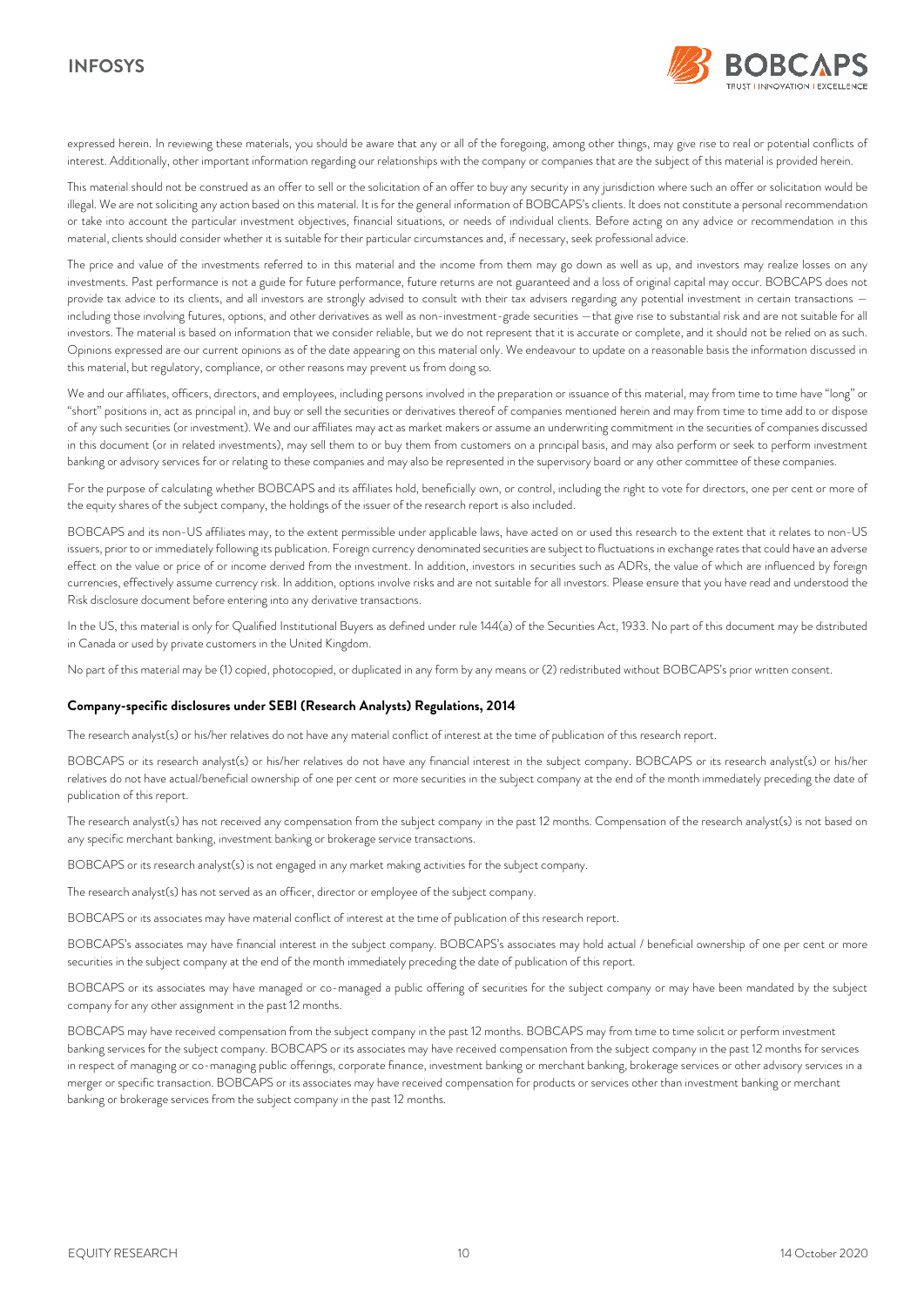expressed herein. In reviewing these materials, you should be aware that any or all of the foregoing, among other things, may give rise to real or potential conflicts of interest. Additionally, other important information regarding our relationships with the company or companies that are the subject of this material is provided herein.

This material should not be construed as an offer to sell or the solicitation of an offer to buy any security in any jurisdiction where such an offer or solicitation would be illegal. We are not soliciting any action based on this material. It is for the general information of BOBCAPS's clients. It does not constitute a personal recommendation or take into account the particular investment objectives, financial situations, or needs of individual clients. Before acting on any advice or recommendation in this material, clients should consider whether it is suitable for their particular circumstances and, if necessary, seek professional advice.

The price and value of the investments referred to in this material and the income from them may go down as well as up, and investors may realize losses on any investments. Past performance is not a guide for future performance, future returns are not guaranteed and a loss of original capital may occur. BOBCAPS does not provide tax advice to its clients, and all investors are strongly advised to consult with their tax advisers regarding any potential investment in certain transactions — including those involving futures, options, and other derivatives as well as non-investment-grade securities —that give rise to substantial risk and are not suitable for all investors. The material is based on information that we consider reliable, but we do not represent that it is accurate or complete, and it should not be relied on as such. Opinions expressed are our current opinions as of the date appearing on this material only. We endeavour to update on a reasonable basis the information discussed in this material, but regulatory, compliance, or other reasons may prevent us from doing so.

We and our affiliates, officers, directors, and employees, including persons involved in the preparation or issuance of this material, may from time to time have "long" or "short" positions in, act as principal in, and buy or sell the securities or derivatives thereof of companies mentioned herein and may from time to time add to or dispose of any such securities (or investment). We and our affiliates may act as market makers or assume an underwriting commitment in the securities of companies discussed in this document (or in related investments), may sell them to or buy them from customers on a principal basis, and may also perform or seek to perform investment banking or advisory services for or relating to these companies and may also be represented in the supervisory board or any other committee of these companies.

For the purpose of calculating whether BOBCAPS and its affiliates hold, beneficially own, or control, including the right to vote for directors, one per cent or more of the equity shares of the subject company, the holdings of the issuer of the research report is also included.

BOBCAPS and its non-US affiliates may, to the extent permissible under applicable laws, have acted on or used this research to the extent that it relates to non-US issuers, prior to or immediately following its publication. Foreign currency denominated securities are subject to fluctuations in exchange rates that could have an adverse effect on the value or price of or income derived from the investment. In addition, investors in securities such as ADRs, the value of which are influenced by foreign currencies, effectively assume currency risk. In addition, options involve risks and are not suitable for all investors. Please ensure that you have read and understood the Risk disclosure document before entering into any derivative transactions.

In the US, this material is only for Qualified Institutional Buyers as defined under rule 144(a) of the Securities Act, 1933. No part of this document may be distributed in Canada or used by private customers in the United Kingdom.

No part of this material may be (1) copied, photocopied, or duplicated in any form by any means or (2) redistributed without BOBCAPS's prior written consent.

**Company-specific disclosures under SEBI (Research Analysts) Regulations, 2014**

The research analyst(s) or his/her relatives do not have any material conflict of interest at the time of publication of this research report.

BOBCAPS or its research analyst(s) or his/her relatives do not have any financial interest in the subject company. BOBCAPS or its research analyst(s) or his/her relatives do not have actual/beneficial ownership of one per cent or more securities in the subject company at the end of the month immediately preceding the date of publication of this report.

The research analyst(s) has not received any compensation from the subject company in the past 12 months. Compensation of the research analyst(s) is not based on any specific merchant banking, investment banking or brokerage service transactions.

BOBCAPS or its research analyst(s) is not engaged in any market making activities for the subject company.

The research analyst(s) has not served as an officer, director or employee of the subject company.

BOBCAPS or its associates may have material conflict of interest at the time of publication of this research report.

BOBCAPS's associates may have financial interest in the subject company. BOBCAPS's associates may hold actual / beneficial ownership of one per cent or more securities in the subject company at the end of the month immediately preceding the date of publication of this report.

BOBCAPS or its associates may have managed or co-managed a public offering of securities for the subject company or may have been mandated by the subject company for any other assignment in the past 12 months.

BOBCAPS may have received compensation from the subject company in the past 12 months. BOBCAPS may from time to time solicit or perform investment banking services for the subject company. BOBCAPS or its associates may have received compensation from the subject company in the past 12 months for services in respect of managing or co-managing public offerings, corporate finance, investment banking or merchant banking, brokerage services or other advisory services in a merger or specific transaction. BOBCAPS or its associates may have received compensation for products or services other than investment banking or merchant banking or brokerage services from the subject company in the past 12 months.